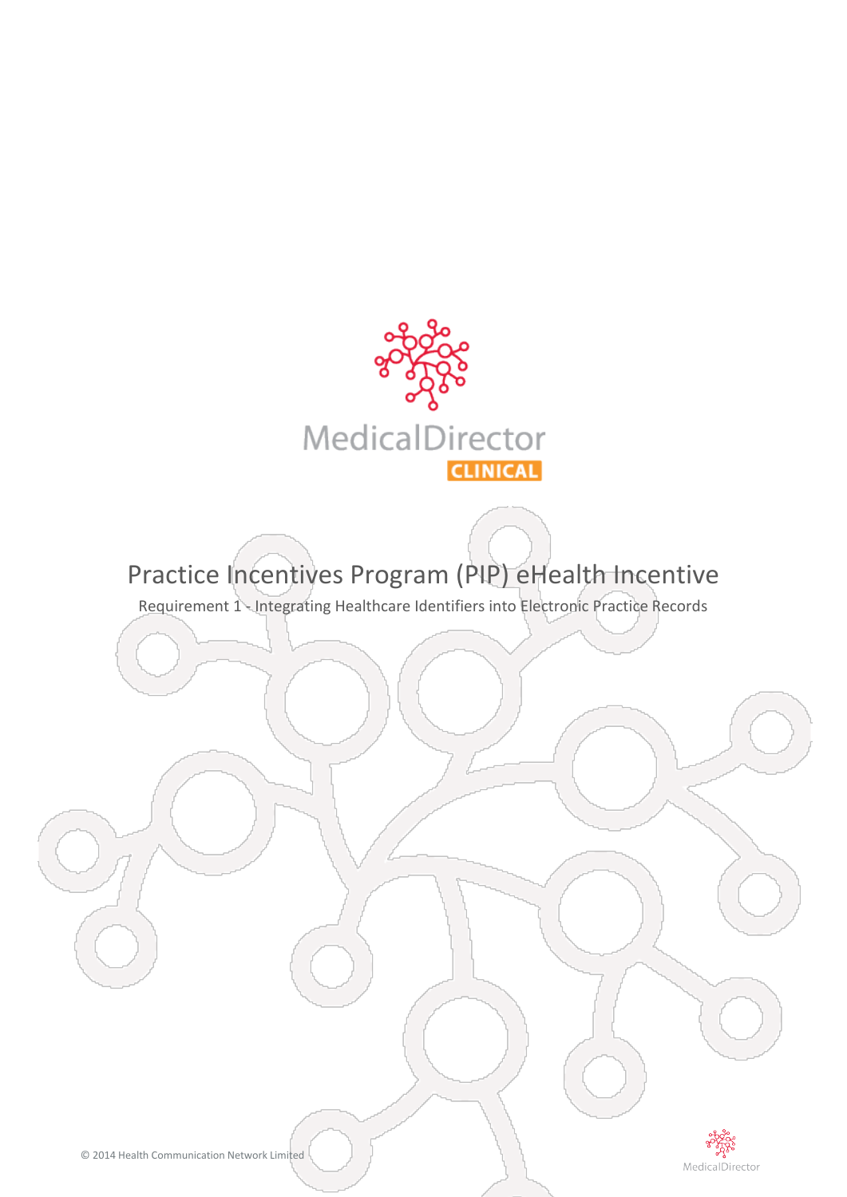MedicalDirector

CLINICAL

# Practice Incentives Program (PIP) eHealth Incentive

## Requirement 1 - Integrating Healthcare Identifiers into Electronic Practice Records

© 2014 Health Communication Network Limited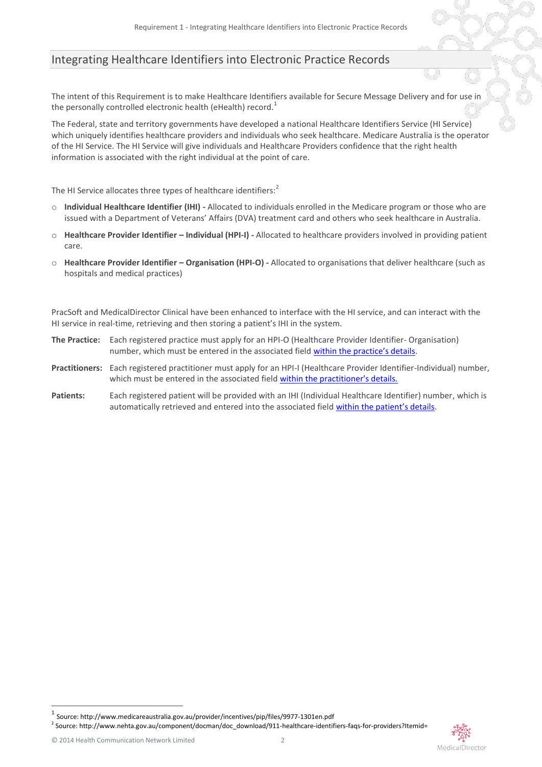## Integrating Healthcare Identifiers into Electronic Practice Records

The intent of this Requirement is to make Healthcare Identifiers available for Secure Message Delivery and for use in the personally controlled electronic health (eHealth) record.[1]

The Federal, state and territory governments have developed a national Healthcare Identifiers Service (HI Service) which uniquely identifies healthcare providers and individuals who seek healthcare. Medicare Australia is the operator of the HI Service. The HI Service will give individuals and Healthcare Providers confidence that the right health information is associated with the right individual at the point of care.

The HI Service allocates three types of healthcare identifiers:[2]

- **Individual Healthcare Identifier (IHI) -** Allocated to individuals enrolled in the Medicare program or those who are issued with a Department of Veterans' Affairs (DVA) treatment card and others who seek healthcare in Australia.
- **Healthcare Provider Identifier – Individual (HPI-I) -** Allocated to healthcare providers involved in providing patient care.
- **Healthcare Provider Identifier – Organisation (HPI-O) -** Allocated to organisations that deliver healthcare (such as hospitals and medical practices)

PracSoft and MedicalDirector Clinical have been enhanced to interface with the HI service, and can interact with the HI service in real-time, retrieving and then storing a patient's IHI in the system.

**The Practice:** Each registered practice must apply for an HPI-O (Healthcare Provider Identifier- Organisation) number, which must be entered in the associated field within the practice's details.

**Practitioners:** Each registered practitioner must apply for an HPI-I (Healthcare Provider Identifier-Individual) number, which must be entered in the associated field within the practitioner's details.

**Patients:** Each registered patient will be provided with an IHI (Individual Healthcare Identifier) number, which is automatically retrieved and entered into the associated field within the patient's details.

---

[1] Source: http://www.medicareaustralia.gov.au/provider/incentives/pip/files/9977-1301en.pdf

[2] Source: http://www.nehta.gov.au/component/docman/doc_download/911-healthcare-identifiers-faqs-for-providers?Itemid=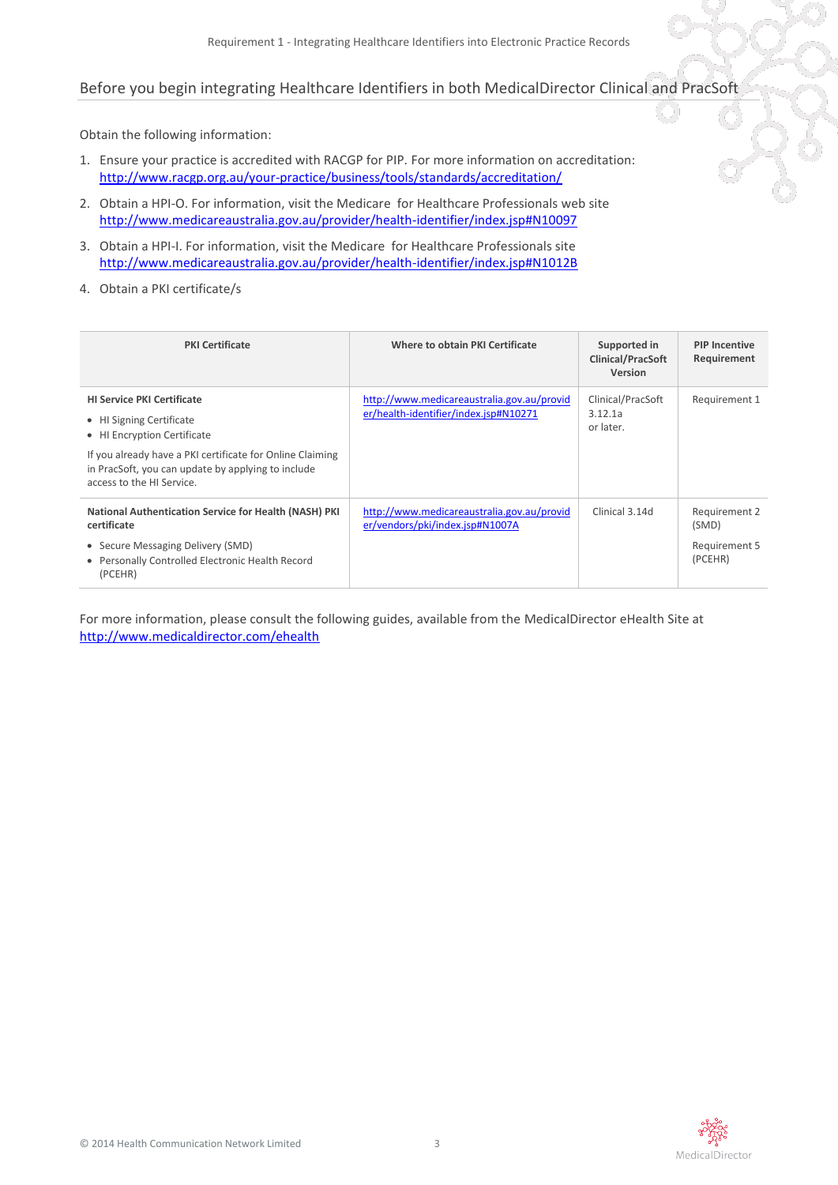## Before you begin integrating Healthcare Identifiers in both MedicalDirector Clinical and PracSoft

Obtain the following information:

1. Ensure your practice is accredited with RACGP for PIP. For more information on accreditation: http://www.racgp.org.au/your-practice/business/tools/standards/accreditation/
2. Obtain a HPI-O. For information, visit the Medicare for Healthcare Professionals web site http://www.medicareaustralia.gov.au/provider/health-identifier/index.jsp#N10097
3. Obtain a HPI-I. For information, visit the Medicare for Healthcare Professionals site http://www.medicareaustralia.gov.au/provider/health-identifier/index.jsp#N1012B
4. Obtain a PKI certificate/s

| PKI Certificate | Where to obtain PKI Certificate | Supported in Clinical/PracSoft Version | PIP Incentive Requirement |
|---|---|---|---|
| **HI Service PKI Certificate**<br>• HI Signing Certificate<br>• HI Encryption Certificate<br>If you already have a PKI certificate for Online Claiming in PracSoft, you can update by applying to include access to the HI Service. | http://www.medicareaustralia.gov.au/provider/health-identifier/index.jsp#N10271 | Clinical/PracSoft 3.12.1a or later. | Requirement 1 |
| **National Authentication Service for Health (NASH) PKI certificate**<br>• Secure Messaging Delivery (SMD)<br>• Personally Controlled Electronic Health Record (PCEHR) | http://www.medicareaustralia.gov.au/provider/vendors/pki/index.jsp#N1007A | Clinical 3.14d | Requirement 2 (SMD)<br>Requirement 5 (PCEHR) |

For more information, please consult the following guides, available from the MedicalDirector eHealth Site at http://www.medicaldirector.com/ehealth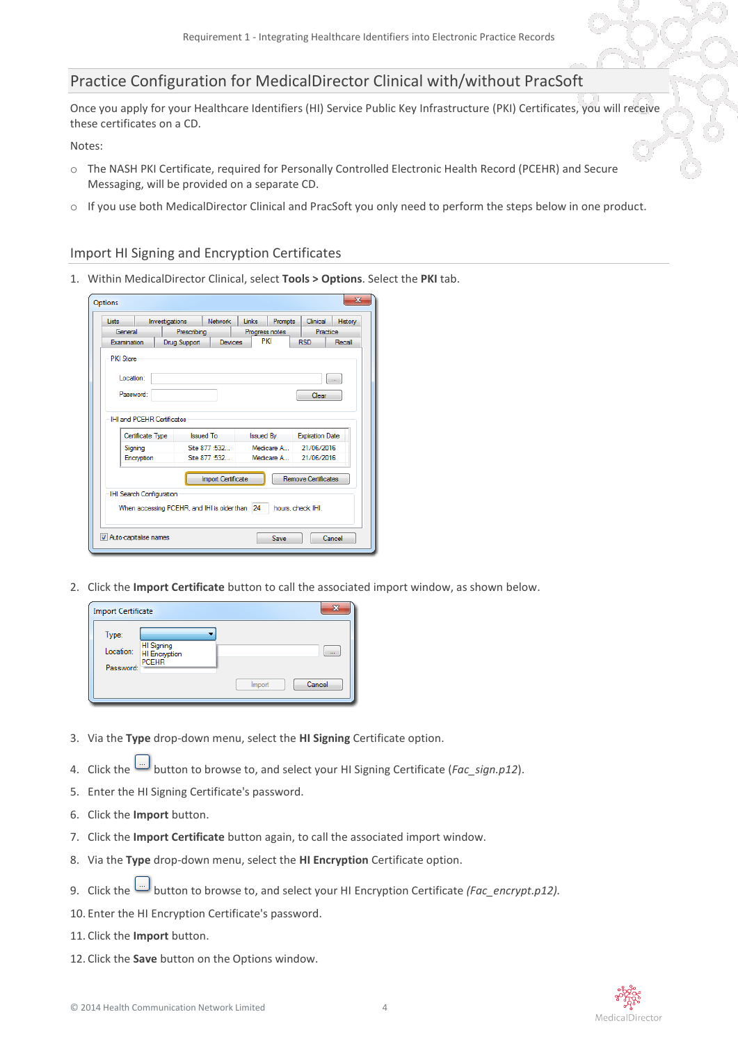## Practice Configuration for MedicalDirector Clinical with/without PracSoft

Once you apply for your Healthcare Identifiers (HI) Service Public Key Infrastructure (PKI) Certificates, you will receive these certificates on a CD.

Notes:

- The NASH PKI Certificate, required for Personally Controlled Electronic Health Record (PCEHR) and Secure Messaging, will be provided on a separate CD.
- If you use both MedicalDirector Clinical and PracSoft you only need to perform the steps below in one product.

### Import HI Signing and Encryption Certificates

1. Within MedicalDirector Clinical, select **Tools > Options**. Select the **PKI** tab.
2. Click the **Import Certificate** button to call the associated import window, as shown below.
3. Via the **Type** drop-down menu, select the **HI Signing** Certificate option.
4. Click the [...] button to browse to, and select your HI Signing Certificate (*Fac_sign.p12*).
5. Enter the HI Signing Certificate's password.
6. Click the **Import** button.
7. Click the **Import Certificate** button again, to call the associated import window.
8. Via the **Type** drop-down menu, select the **HI Encryption** Certificate option.
9. Click the [...] button to browse to, and select your HI Encryption Certificate *(Fac_encrypt.p12)*.
10. Enter the HI Encryption Certificate's password.
11. Click the **Import** button.
12. Click the **Save** button on the Options window.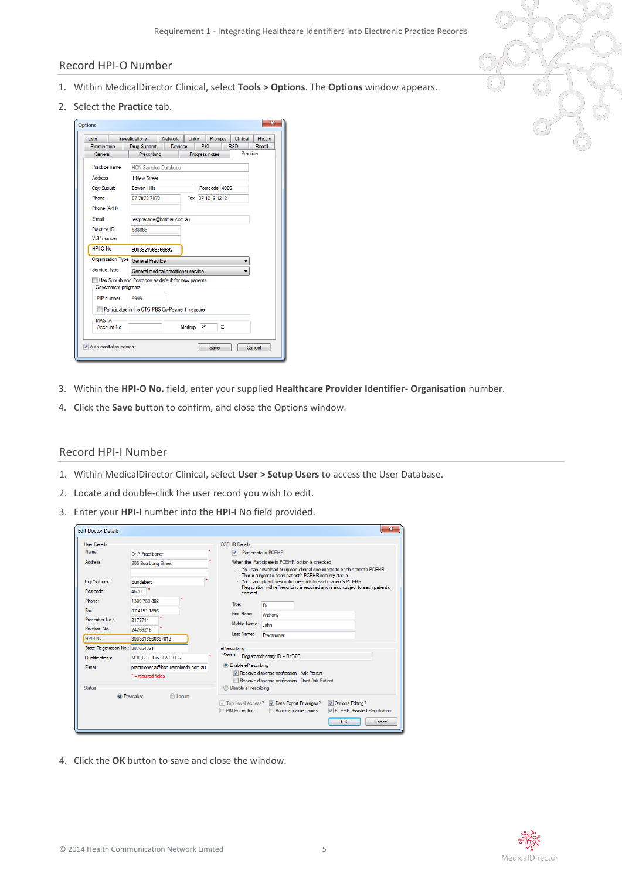## Record HPI-O Number

1. Within MedicalDirector Clinical, select **Tools > Options**. The **Options** window appears.
2. Select the **Practice** tab.
3. Within the **HPI-O No.** field, enter your supplied **Healthcare Provider Identifier- Organisation** number.
4. Click the **Save** button to confirm, and close the Options window.

## Record HPI-I Number

1. Within MedicalDirector Clinical, select **User > Setup Users** to access the User Database.
2. Locate and double-click the user record you wish to edit.
3. Enter your **HPI-I** number into the **HPI-I** No field provided.
4. Click the **OK** button to save and close the window.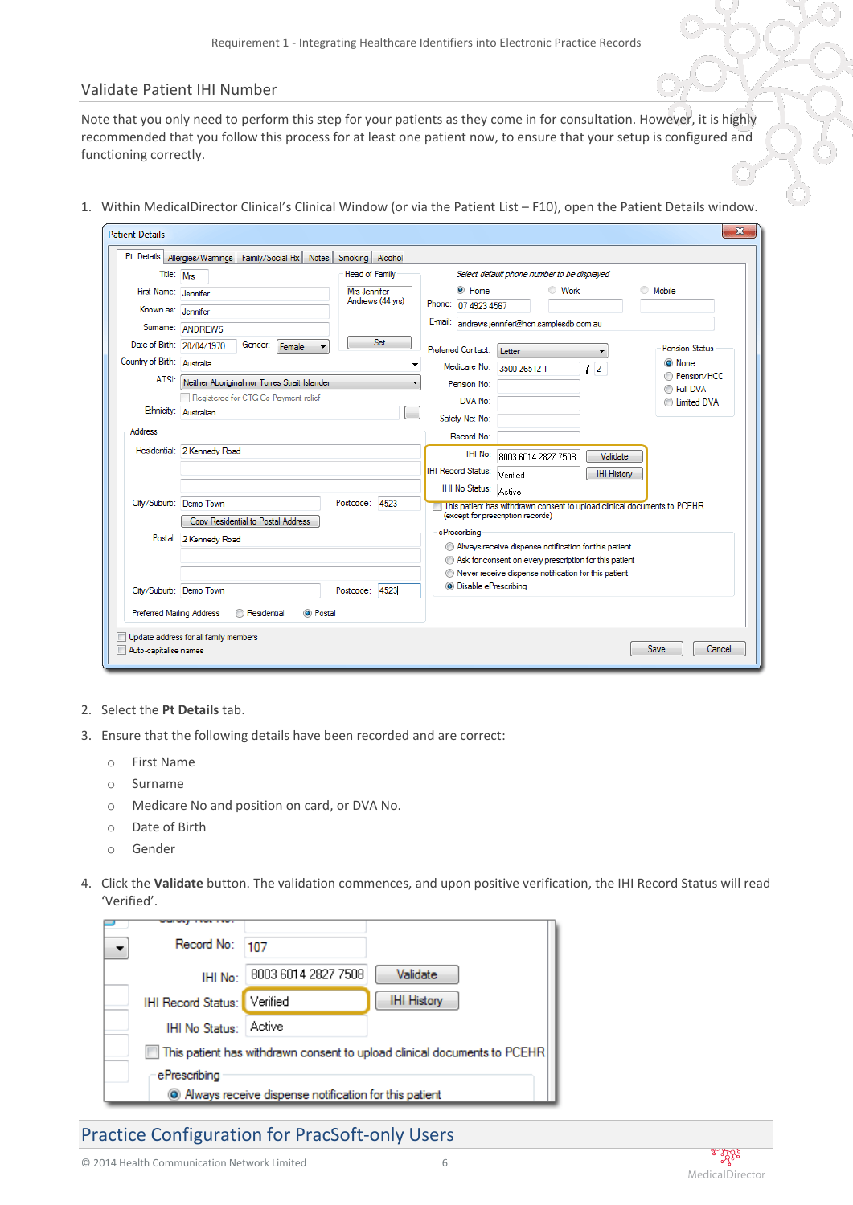## Validate Patient IHI Number

Note that you only need to perform this step for your patients as they come in for consultation. However, it is highly recommended that you follow this process for at least one patient now, to ensure that your setup is configured and functioning correctly.

1. Within MedicalDirector Clinical's Clinical Window (or via the Patient List – F10), open the Patient Details window.

2. Select the **Pt Details** tab.
3. Ensure that the following details have been recorded and are correct:
   - First Name
   - Surname
   - Medicare No and position on card, or DVA No.
   - Date of Birth
   - Gender
4. Click the **Validate** button. The validation commences, and upon positive verification, the IHI Record Status will read 'Verified'.

## Practice Configuration for PracSoft-only Users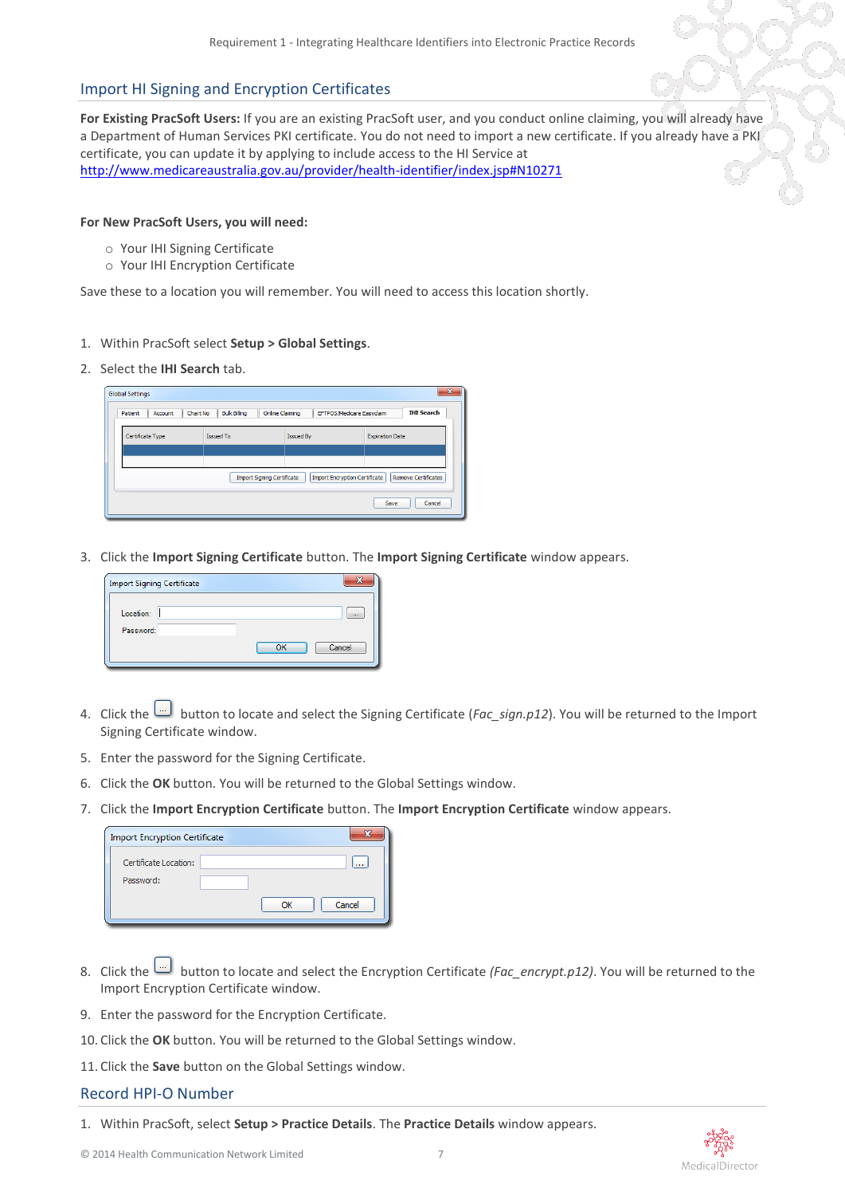## Import HI Signing and Encryption Certificates

**For Existing PracSoft Users:** If you are an existing PracSoft user, and you conduct online claiming, you will already have a Department of Human Services PKI certificate. You do not need to import a new certificate. If you already have a PKI certificate, you can update it by applying to include access to the HI Service at http://www.medicareaustralia.gov.au/provider/health-identifier/index.jsp#N10271

**For New PracSoft Users, you will need:**

- Your IHI Signing Certificate
- Your IHI Encryption Certificate

Save these to a location you will remember. You will need to access this location shortly.

1. Within PracSoft select **Setup > Global Settings**.
2. Select the **IHI Search** tab.
3. Click the **Import Signing Certificate** button. The **Import Signing Certificate** window appears.
4. Click the [...] button to locate and select the Signing Certificate (*Fac_sign.p12*). You will be returned to the Import Signing Certificate window.
5. Enter the password for the Signing Certificate.
6. Click the **OK** button. You will be returned to the Global Settings window.
7. Click the **Import Encryption Certificate** button. The **Import Encryption Certificate** window appears.
8. Click the [...] button to locate and select the Encryption Certificate *(Fac_encrypt.p12)*. You will be returned to the Import Encryption Certificate window.
9. Enter the password for the Encryption Certificate.
10. Click the **OK** button. You will be returned to the Global Settings window.
11. Click the **Save** button on the Global Settings window.

## Record HPI-O Number

1. Within PracSoft, select **Setup > Practice Details**. The **Practice Details** window appears.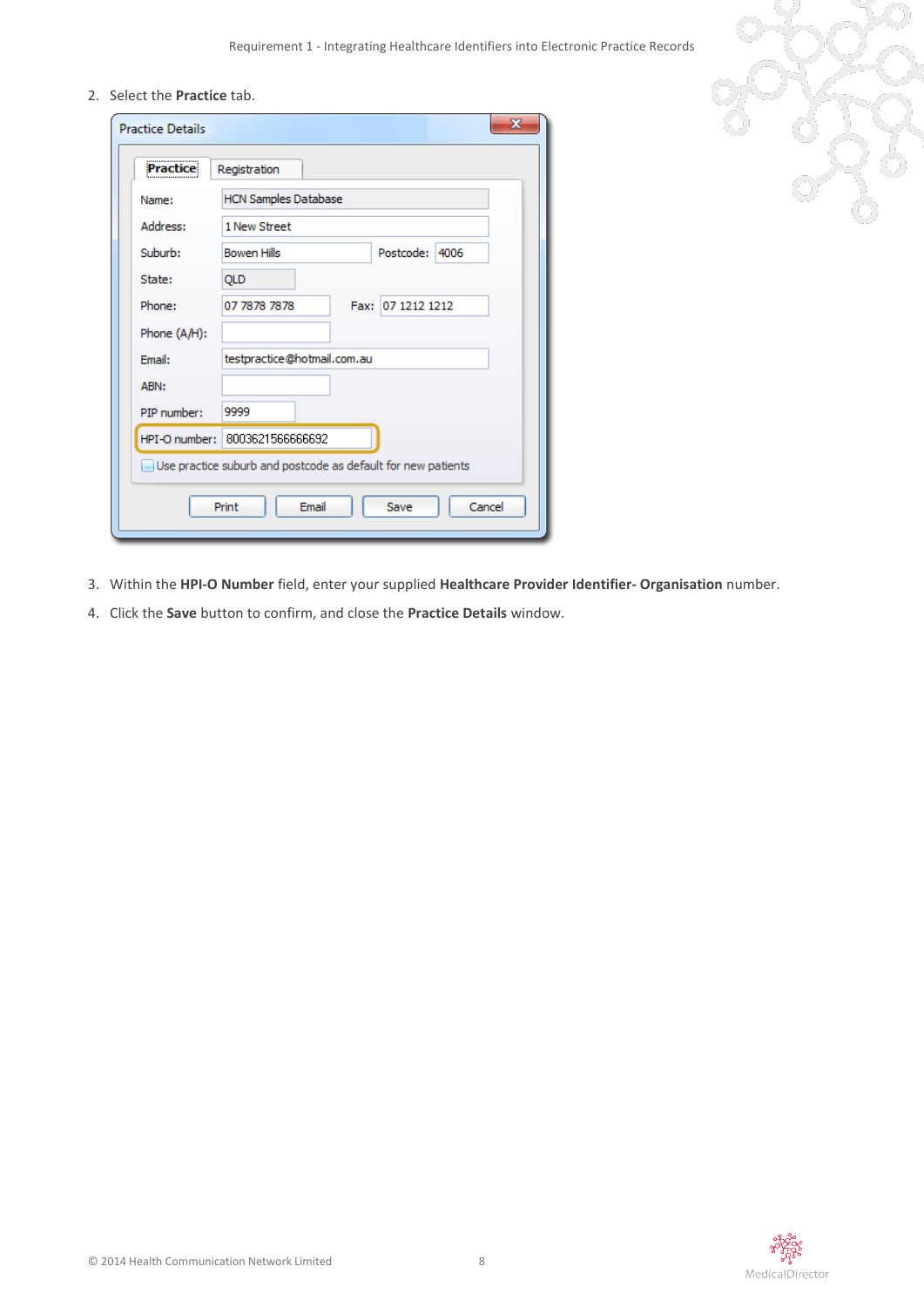2. Select the **Practice** tab.

3. Within the **HPI-O Number** field, enter your supplied **Healthcare Provider Identifier- Organisation** number.
4. Click the **Save** button to confirm, and close the **Practice Details** window.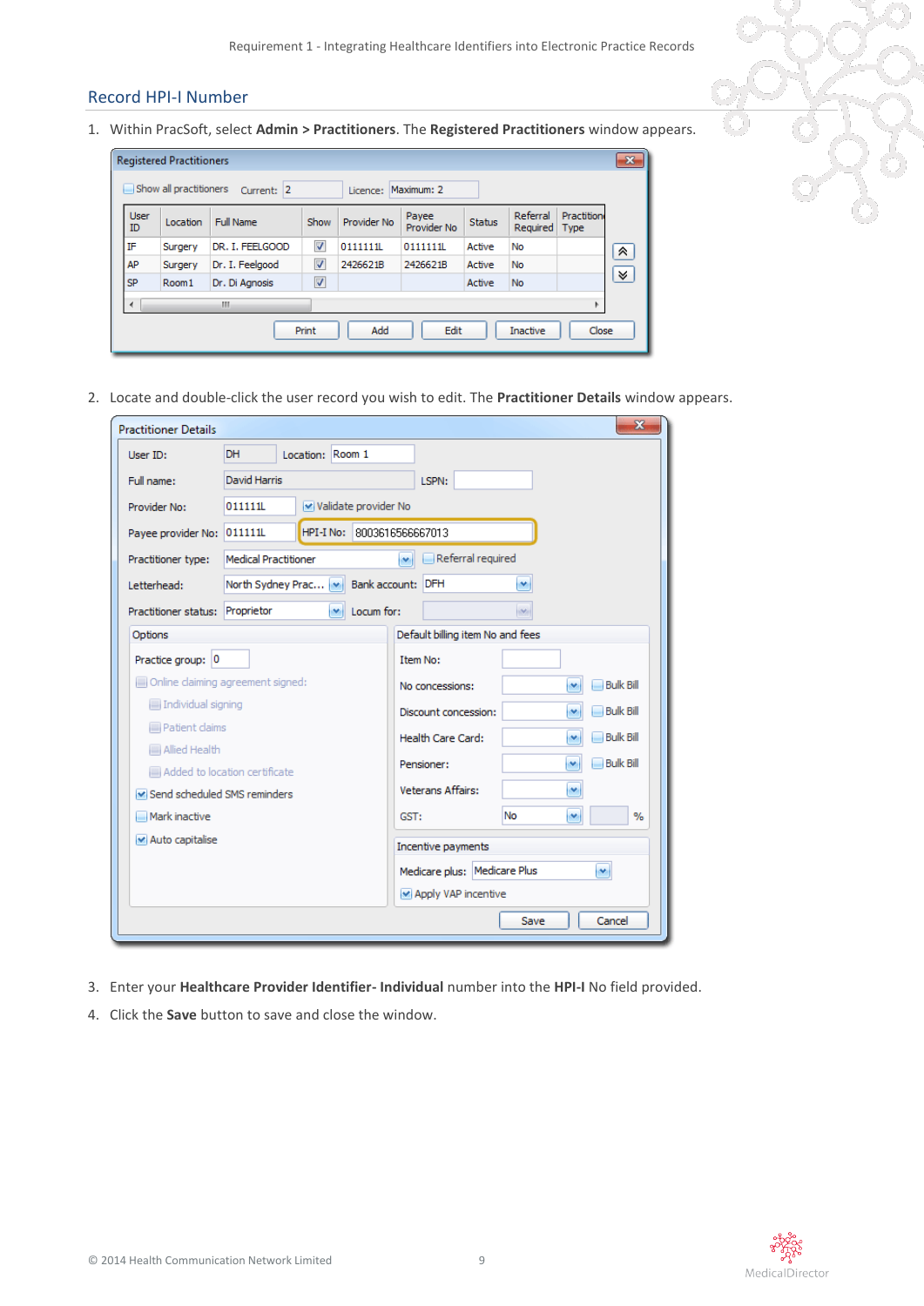## Record HPI-I Number

1. Within PracSoft, select **Admin > Practitioners**. The **Registered Practitioners** window appears.

2. Locate and double-click the user record you wish to edit. The **Practitioner Details** window appears.

3. Enter your **Healthcare Provider Identifier- Individual** number into the **HPI-I** No field provided.

4. Click the **Save** button to save and close the window.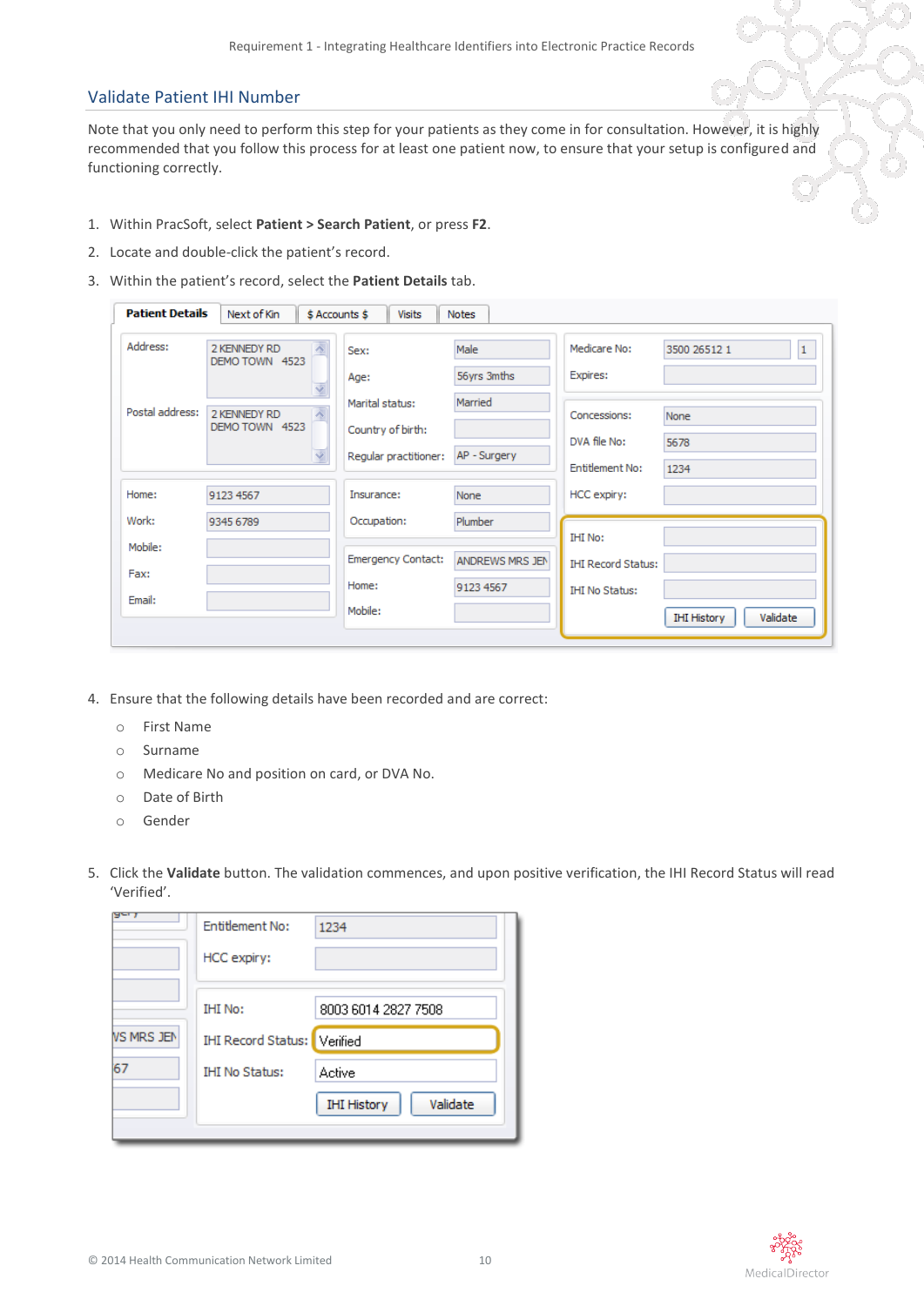## Validate Patient IHI Number

Note that you only need to perform this step for your patients as they come in for consultation. However, it is highly recommended that you follow this process for at least one patient now, to ensure that your setup is configured and functioning correctly.

1. Within PracSoft, select **Patient > Search Patient**, or press **F2**.
2. Locate and double-click the patient's record.
3. Within the patient's record, select the **Patient Details** tab.
4. Ensure that the following details have been recorded and are correct:
   - First Name
   - Surname
   - Medicare No and position on card, or DVA No.
   - Date of Birth
   - Gender
5. Click the **Validate** button. The validation commences, and upon positive verification, the IHI Record Status will read 'Verified'.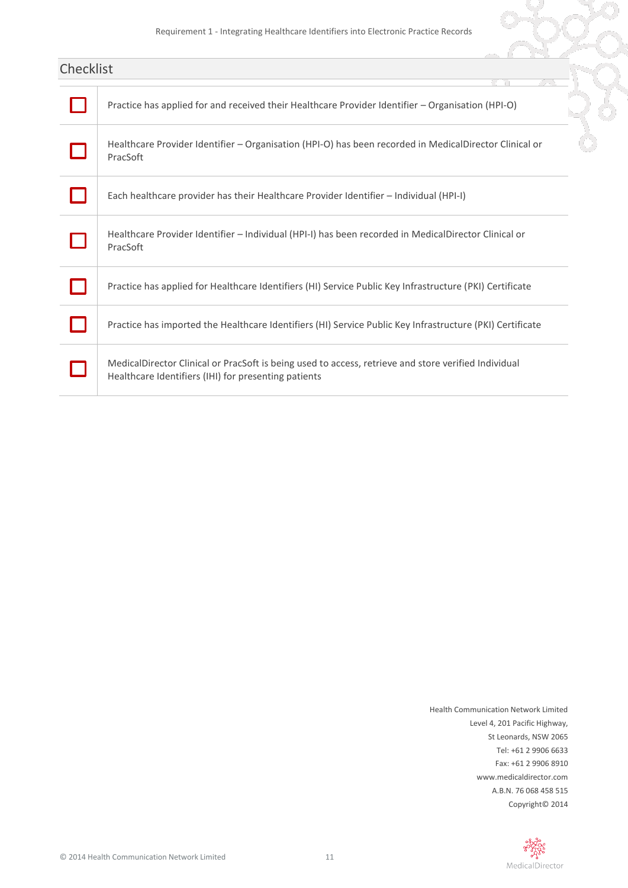## Checklist

| | |
|---|---|
| ☐ | Practice has applied for and received their Healthcare Provider Identifier – Organisation (HPI-O) |
| ☐ | Healthcare Provider Identifier – Organisation (HPI-O) has been recorded in MedicalDirector Clinical or PracSoft |
| ☐ | Each healthcare provider has their Healthcare Provider Identifier – Individual (HPI-I) |
| ☐ | Healthcare Provider Identifier – Individual (HPI-I) has been recorded in MedicalDirector Clinical or PracSoft |
| ☐ | Practice has applied for Healthcare Identifiers (HI) Service Public Key Infrastructure (PKI) Certificate |
| ☐ | Practice has imported the Healthcare Identifiers (HI) Service Public Key Infrastructure (PKI) Certificate |
| ☐ | MedicalDirector Clinical or PracSoft is being used to access, retrieve and store verified Individual Healthcare Identifiers (IHI) for presenting patients |

Health Communication Network Limited
Level 4, 201 Pacific Highway,
St Leonards, NSW 2065
Tel: +61 2 9906 6633
Fax: +61 2 9906 8910
www.medicaldirector.com
A.B.N. 76 068 458 515
Copyright© 2014